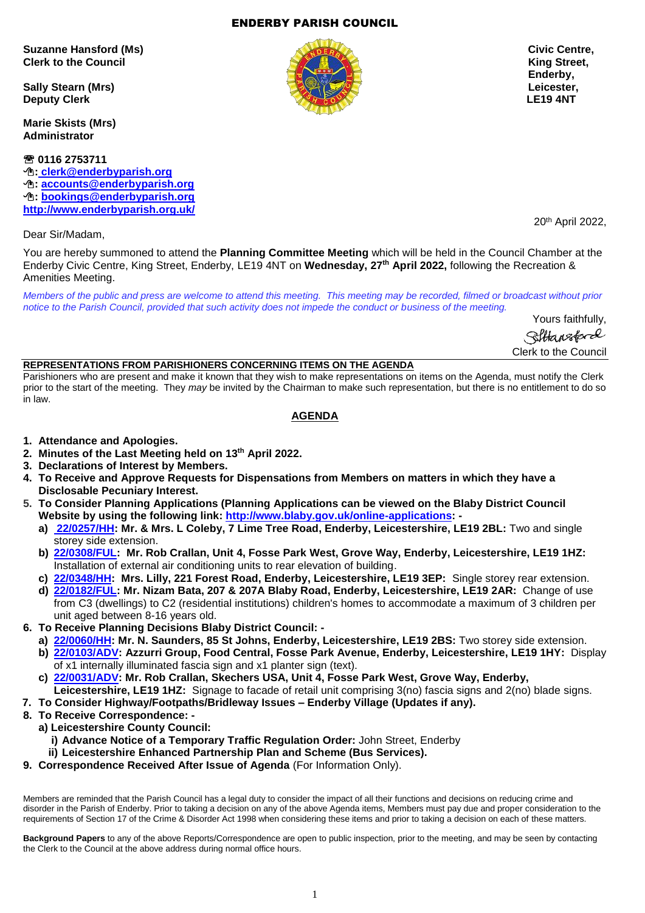# ENDERBY PARISH COUNCIL

**Suzanne Hansford (Ms)**
**Clerk to the Council**

**Sally Stearn (Mrs)**
**Deputy Clerk**

**Marie Skists (Mrs)**
**Administrator**

**Civic Centre,**
**King Street,**
**Enderby,**
**Leicester,**
**LE19 4NT**

☎ **0116 2753711**
**: clerk@enderbyparish.org**
**: accounts@enderbyparish.org**
**: bookings@enderbyparish.org**
**http://www.enderbyparish.org.uk/**

20th April 2022,

Dear Sir/Madam,

You are hereby summoned to attend the **Planning Committee Meeting** which will be held in the Council Chamber at the Enderby Civic Centre, King Street, Enderby, LE19 4NT on **Wednesday, 27th April 2022,** following the Recreation & Amenities Meeting.

*Members of the public and press are welcome to attend this meeting. This meeting may be recorded, filmed or broadcast without prior notice to the Parish Council, provided that such activity does not impede the conduct or business of the meeting.*

Yours faithfully,

S Hansford

Clerk to the Council

**REPRESENTATIONS FROM PARISHIONERS CONCERNING ITEMS ON THE AGENDA**

Parishioners who are present and make it known that they wish to make representations on items on the Agenda, must notify the Clerk prior to the start of the meeting. They *may* be invited by the Chairman to make such representation, but there is no entitlement to do so in law.

## AGENDA

1. **Attendance and Apologies.**
2. **Minutes of the Last Meeting held on 13th April 2022.**
3. **Declarations of Interest by Members.**
4. **To Receive and Approve Requests for Dispensations from Members on matters in which they have a Disclosable Pecuniary Interest.**
5. **To Consider Planning Applications (Planning Applications can be viewed on the Blaby District Council Website by using the following link: http://www.blaby.gov.uk/online-applications: -**
   a) **22/0257/HH: Mr. & Mrs. L Coleby, 7 Lime Tree Road, Enderby, Leicestershire, LE19 2BL:** Two and single storey side extension.
   b) **22/0308/FUL: Mr. Rob Crallan, Unit 4, Fosse Park West, Grove Way, Enderby, Leicestershire, LE19 1HZ:** Installation of external air conditioning units to rear elevation of building.
   c) **22/0348/HH: Mrs. Lilly, 221 Forest Road, Enderby, Leicestershire, LE19 3EP:** Single storey rear extension.
   d) **22/0182/FUL: Mr. Nizam Bata, 207 & 207A Blaby Road, Enderby, Leicestershire, LE19 2AR:** Change of use from C3 (dwellings) to C2 (residential institutions) children's homes to accommodate a maximum of 3 children per unit aged between 8-16 years old.
6. **To Receive Planning Decisions Blaby District Council: -**
   a) **22/0060/HH: Mr. N. Saunders, 85 St Johns, Enderby, Leicestershire, LE19 2BS:** Two storey side extension.
   b) **22/0103/ADV: Azzurri Group, Food Central, Fosse Park Avenue, Enderby, Leicestershire, LE19 1HY:** Display of x1 internally illuminated fascia sign and x1 planter sign (text).
   c) **22/0031/ADV: Mr. Rob Crallan, Skechers USA, Unit 4, Fosse Park West, Grove Way, Enderby, Leicestershire, LE19 1HZ:** Signage to facade of retail unit comprising 3(no) fascia signs and 2(no) blade signs.
7. **To Consider Highway/Footpaths/Bridleway Issues – Enderby Village (Updates if any).**
8. **To Receive Correspondence: -**
   a) **Leicestershire County Council:**
      i) **Advance Notice of a Temporary Traffic Regulation Order:** John Street, Enderby
      ii) **Leicestershire Enhanced Partnership Plan and Scheme (Bus Services).**
9. **Correspondence Received After Issue of Agenda** (For Information Only).

Members are reminded that the Parish Council has a legal duty to consider the impact of all their functions and decisions on reducing crime and disorder in the Parish of Enderby. Prior to taking a decision on any of the above Agenda items, Members must pay due and proper consideration to the requirements of Section 17 of the Crime & Disorder Act 1998 when considering these items and prior to taking a decision on each of these matters.

**Background Papers** to any of the above Reports/Correspondence are open to public inspection, prior to the meeting, and may be seen by contacting the Clerk to the Council at the above address during normal office hours.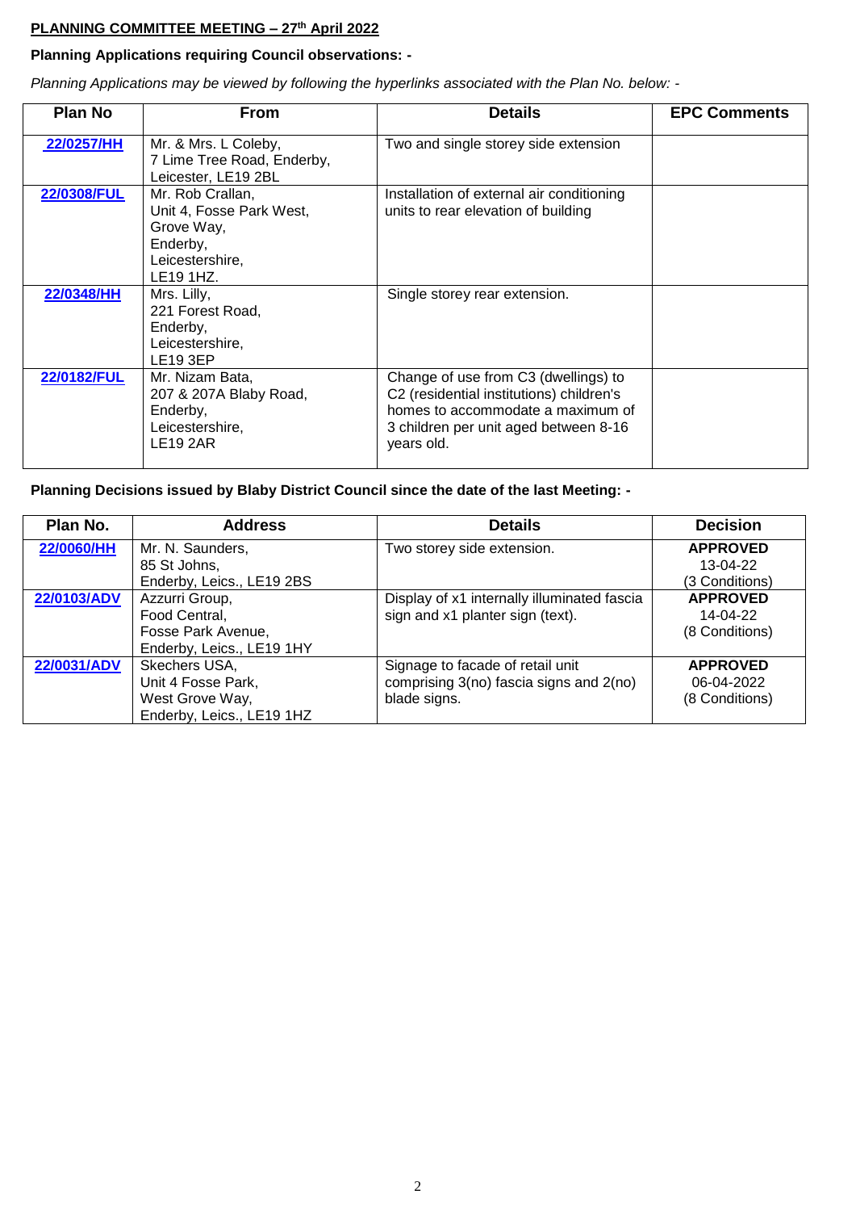**PLANNING COMMITTEE MEETING – 27th April 2022**

**Planning Applications requiring Council observations: -**

*Planning Applications may be viewed by following the hyperlinks associated with the Plan No. below: -*

| Plan No | From | Details | EPC Comments |
|---|---|---|---|
| **22/0257/HH** | Mr. & Mrs. L Coleby, 7 Lime Tree Road, Enderby, Leicester, LE19 2BL | Two and single storey side extension | |
| **22/0308/FUL** | Mr. Rob Crallan, Unit 4, Fosse Park West, Grove Way, Enderby, Leicestershire, LE19 1HZ. | Installation of external air conditioning units to rear elevation of building | |
| **22/0348/HH** | Mrs. Lilly, 221 Forest Road, Enderby, Leicestershire, LE19 3EP | Single storey rear extension. | |
| **22/0182/FUL** | Mr. Nizam Bata, 207 & 207A Blaby Road, Enderby, Leicestershire, LE19 2AR | Change of use from C3 (dwellings) to C2 (residential institutions) children's homes to accommodate a maximum of 3 children per unit aged between 8-16 years old. | |

**Planning Decisions issued by Blaby District Council since the date of the last Meeting: -**

| Plan No. | Address | Details | Decision |
|---|---|---|---|
| **22/0060/HH** | Mr. N. Saunders, 85 St Johns, Enderby, Leics., LE19 2BS | Two storey side extension. | **APPROVED** 13-04-22 (3 Conditions) |
| **22/0103/ADV** | Azzurri Group, Food Central, Fosse Park Avenue, Enderby, Leics., LE19 1HY | Display of x1 internally illuminated fascia sign and x1 planter sign (text). | **APPROVED** 14-04-22 (8 Conditions) |
| **22/0031/ADV** | Skechers USA, Unit 4 Fosse Park, West Grove Way, Enderby, Leics., LE19 1HZ | Signage to facade of retail unit comprising 3(no) fascia signs and 2(no) blade signs. | **APPROVED** 06-04-2022 (8 Conditions) |